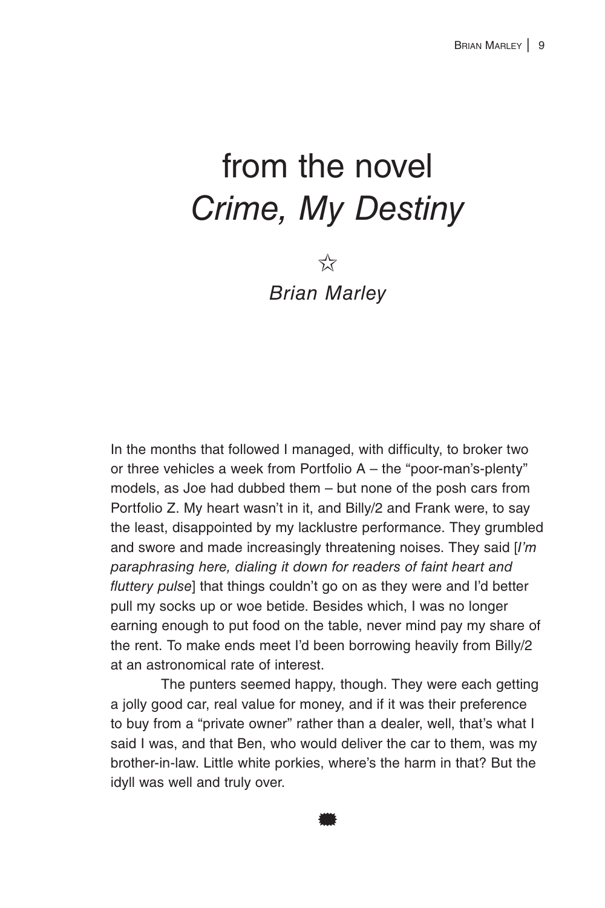# from the novel *Crime, My Destiny*

☆

*Brian Marley*

In the months that followed I managed, with difficulty, to broker two or three vehicles a week from Portfolio A – the "poor-man's-plenty" models, as Joe had dubbed them – but none of the posh cars from Portfolio Z. My heart wasn't in it, and Billy/2 and Frank were, to say the least, disappointed by my lacklustre performance. They grumbled and swore and made increasingly threatening noises. They said [*I'm paraphrasing here, dialing it down for readers of faint heart and fluttery pulse*] that things couldn't go on as they were and I'd better pull my socks up or woe betide. Besides which, I was no longer earning enough to put food on the table, never mind pay my share of the rent. To make ends meet I'd been borrowing heavily from Billy/2 at an astronomical rate of interest.

The punters seemed happy, though. They were each getting a jolly good car, real value for money, and if it was their preference to buy from a "private owner" rather than a dealer, well, that's what I said I was, and that Ben, who would deliver the car to them, was my brother-in-law. Little white porkies, where's the harm in that? But the idyll was well and truly over.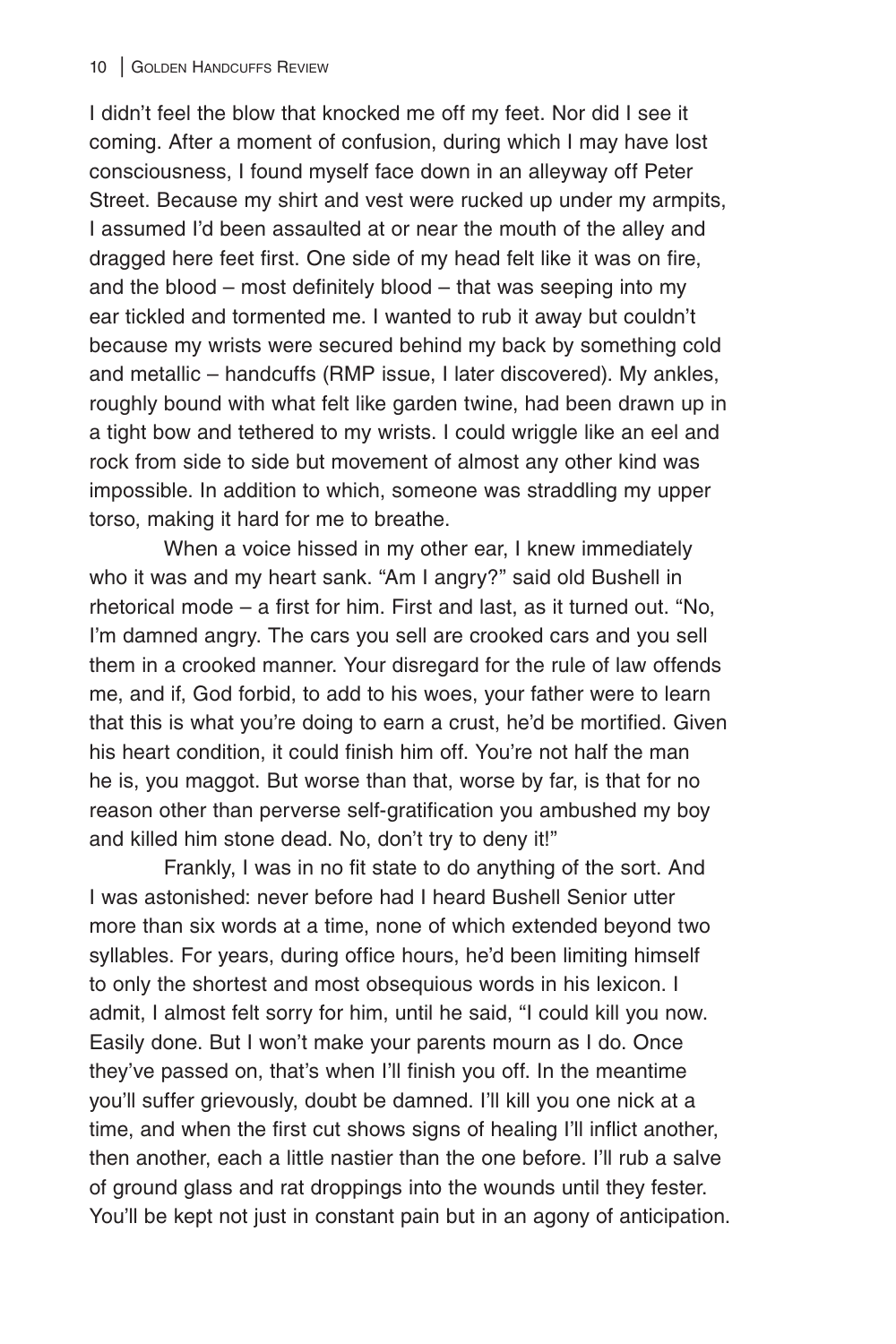I didn't feel the blow that knocked me off my feet. Nor did I see it coming. After a moment of confusion, during which I may have lost consciousness, I found myself face down in an alleyway off Peter Street. Because my shirt and vest were rucked up under my armpits, I assumed I'd been assaulted at or near the mouth of the alley and dragged here feet first. One side of my head felt like it was on fire, and the blood – most definitely blood – that was seeping into my ear tickled and tormented me. I wanted to rub it away but couldn't because my wrists were secured behind my back by something cold and metallic – handcuffs (RMP issue, I later discovered). My ankles, roughly bound with what felt like garden twine, had been drawn up in a tight bow and tethered to my wrists. I could wriggle like an eel and rock from side to side but movement of almost any other kind was impossible. In addition to which, someone was straddling my upper torso, making it hard for me to breathe.

When a voice hissed in my other ear, I knew immediately who it was and my heart sank. "Am I angry?" said old Bushell in rhetorical mode – a first for him. First and last, as it turned out. "No, I'm damned angry. The cars you sell are crooked cars and you sell them in a crooked manner. Your disregard for the rule of law offends me, and if, God forbid, to add to his woes, your father were to learn that this is what you're doing to earn a crust, he'd be mortified. Given his heart condition, it could finish him off. You're not half the man he is, you maggot. But worse than that, worse by far, is that for no reason other than perverse self-gratification you ambushed my boy and killed him stone dead. No, don't try to deny it!"

Frankly, I was in no fit state to do anything of the sort. And I was astonished: never before had I heard Bushell Senior utter more than six words at a time, none of which extended beyond two syllables. For years, during office hours, he'd been limiting himself to only the shortest and most obsequious words in his lexicon. I admit, I almost felt sorry for him, until he said, "I could kill you now. Easily done. But I won't make your parents mourn as I do. Once they've passed on, that's when I'll finish you off. In the meantime you'll suffer grievously, doubt be damned. I'll kill you one nick at a time, and when the first cut shows signs of healing I'll inflict another, then another, each a little nastier than the one before. I'll rub a salve of ground glass and rat droppings into the wounds until they fester. You'll be kept not just in constant pain but in an agony of anticipation.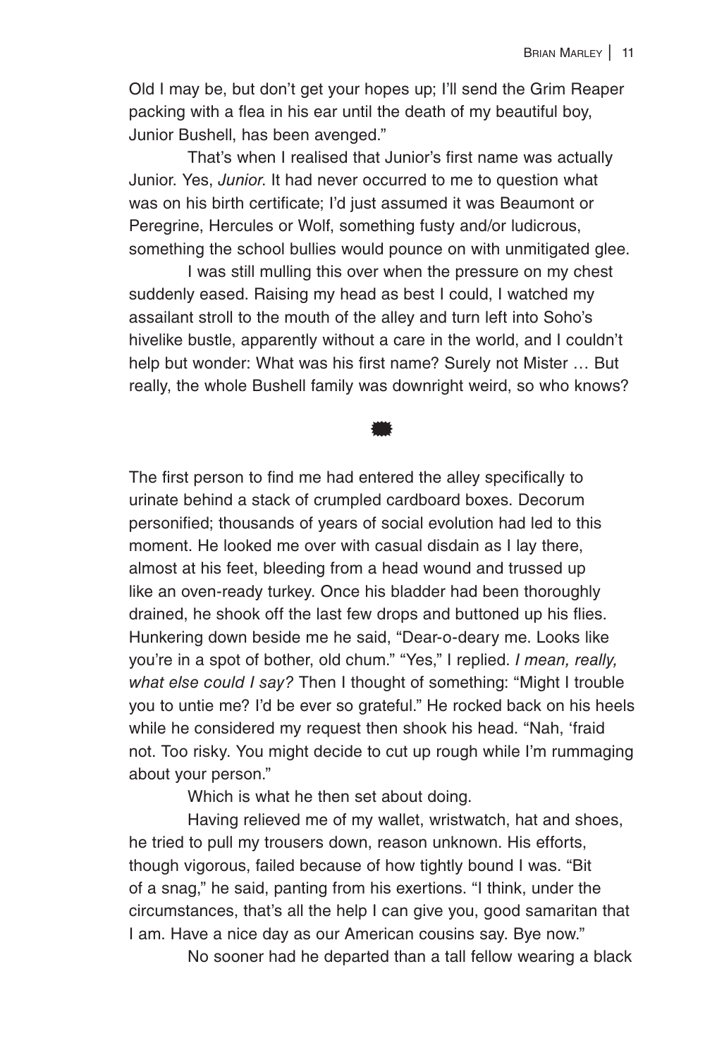Old I may be, but don't get your hopes up; I'll send the Grim Reaper packing with a flea in his ear until the death of my beautiful boy, Junior Bushell, has been avenged."

That's when I realised that Junior's first name was actually Junior. Yes, *Junior*. It had never occurred to me to question what was on his birth certificate; I'd just assumed it was Beaumont or Peregrine, Hercules or Wolf, something fusty and/or ludicrous, something the school bullies would pounce on with unmitigated glee.

I was still mulling this over when the pressure on my chest suddenly eased. Raising my head as best I could, I watched my assailant stroll to the mouth of the alley and turn left into Soho's hivelike bustle, apparently without a care in the world, and I couldn't help but wonder: What was his first name? Surely not Mister … But really, the whole Bushell family was downright weird, so who knows?

---

The first person to find me had entered the alley specifically to urinate behind a stack of crumpled cardboard boxes. Decorum personified; thousands of years of social evolution had led to this moment. He looked me over with casual disdain as I lay there, almost at his feet, bleeding from a head wound and trussed up like an oven-ready turkey. Once his bladder had been thoroughly drained, he shook off the last few drops and buttoned up his flies. Hunkering down beside me he said, "Dear-o-deary me. Looks like you're in a spot of bother, old chum." "Yes," I replied. *I mean, really, what else could I say?* Then I thought of something: "Might I trouble you to untie me? I'd be ever so grateful." He rocked back on his heels while he considered my request then shook his head. "Nah, 'fraid not. Too risky. You might decide to cut up rough while I'm rummaging about your person."

Which is what he then set about doing.

Having relieved me of my wallet, wristwatch, hat and shoes, he tried to pull my trousers down, reason unknown. His efforts, though vigorous, failed because of how tightly bound I was. "Bit of a snag," he said, panting from his exertions. "I think, under the circumstances, that's all the help I can give you, good samaritan that I am. Have a nice day as our American cousins say. Bye now."

No sooner had he departed than a tall fellow wearing a black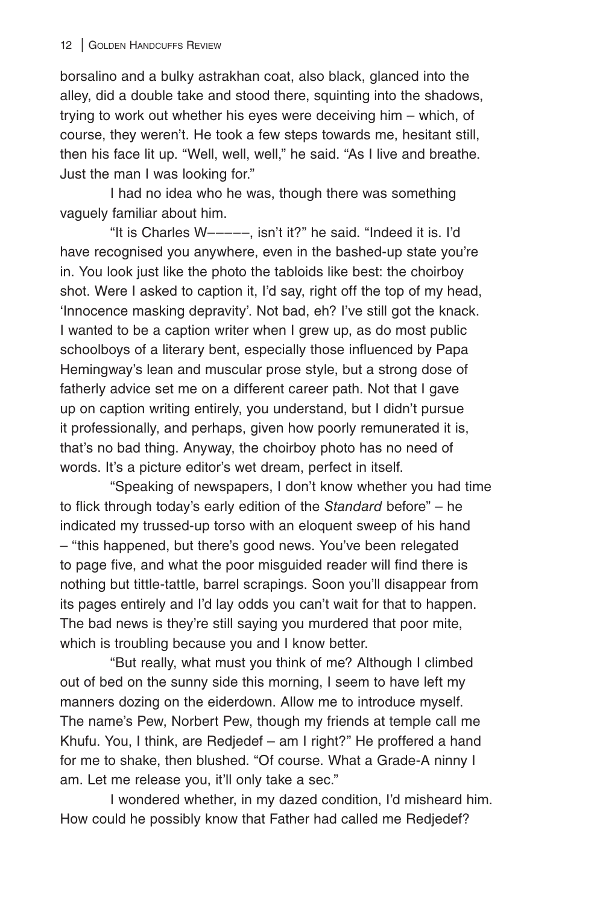borsalino and a bulky astrakhan coat, also black, glanced into the alley, did a double take and stood there, squinting into the shadows, trying to work out whether his eyes were deceiving him – which, of course, they weren't. He took a few steps towards me, hesitant still, then his face lit up. "Well, well, well," he said. "As I live and breathe. Just the man I was looking for."

I had no idea who he was, though there was something vaguely familiar about him.

"It is Charles W–––––, isn't it?" he said. "Indeed it is. I'd have recognised you anywhere, even in the bashed-up state you're in. You look just like the photo the tabloids like best: the choirboy shot. Were I asked to caption it, I'd say, right off the top of my head, 'Innocence masking depravity'. Not bad, eh? I've still got the knack. I wanted to be a caption writer when I grew up, as do most public schoolboys of a literary bent, especially those influenced by Papa Hemingway's lean and muscular prose style, but a strong dose of fatherly advice set me on a different career path. Not that I gave up on caption writing entirely, you understand, but I didn't pursue it professionally, and perhaps, given how poorly remunerated it is, that's no bad thing. Anyway, the choirboy photo has no need of words. It's a picture editor's wet dream, perfect in itself.

"Speaking of newspapers, I don't know whether you had time to flick through today's early edition of the *Standard* before" – he indicated my trussed-up torso with an eloquent sweep of his hand – "this happened, but there's good news. You've been relegated to page five, and what the poor misguided reader will find there is nothing but tittle-tattle, barrel scrapings. Soon you'll disappear from its pages entirely and I'd lay odds you can't wait for that to happen. The bad news is they're still saying you murdered that poor mite, which is troubling because you and I know better.

"But really, what must you think of me? Although I climbed out of bed on the sunny side this morning, I seem to have left my manners dozing on the eiderdown. Allow me to introduce myself. The name's Pew, Norbert Pew, though my friends at temple call me Khufu. You, I think, are Redjedef – am I right?" He proffered a hand for me to shake, then blushed. "Of course. What a Grade-A ninny I am. Let me release you, it'll only take a sec."

I wondered whether, in my dazed condition, I'd misheard him. How could he possibly know that Father had called me Redjedef?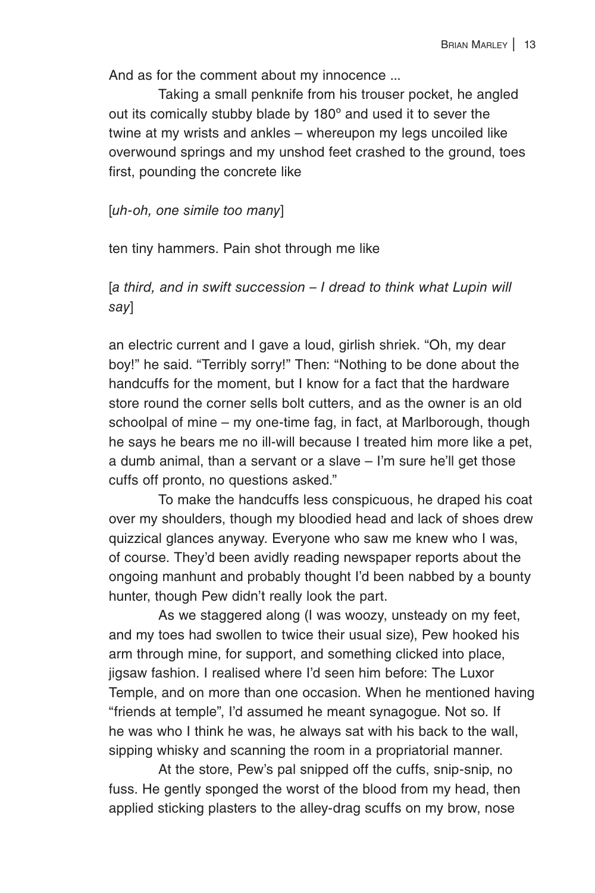And as for the comment about my innocence ...

Taking a small penknife from his trouser pocket, he angled out its comically stubby blade by 180° and used it to sever the twine at my wrists and ankles – whereupon my legs uncoiled like overwound springs and my unshod feet crashed to the ground, toes first, pounding the concrete like

[*uh-oh, one simile too many*]

ten tiny hammers. Pain shot through me like

[*a third, and in swift succession – I dread to think what Lupin will say*]

an electric current and I gave a loud, girlish shriek. "Oh, my dear boy!" he said. "Terribly sorry!" Then: "Nothing to be done about the handcuffs for the moment, but I know for a fact that the hardware store round the corner sells bolt cutters, and as the owner is an old schoolpal of mine – my one-time fag, in fact, at Marlborough, though he says he bears me no ill-will because I treated him more like a pet, a dumb animal, than a servant or a slave – I'm sure he'll get those cuffs off pronto, no questions asked."

To make the handcuffs less conspicuous, he draped his coat over my shoulders, though my bloodied head and lack of shoes drew quizzical glances anyway. Everyone who saw me knew who I was, of course. They'd been avidly reading newspaper reports about the ongoing manhunt and probably thought I'd been nabbed by a bounty hunter, though Pew didn't really look the part.

As we staggered along (I was woozy, unsteady on my feet, and my toes had swollen to twice their usual size), Pew hooked his arm through mine, for support, and something clicked into place, jigsaw fashion. I realised where I'd seen him before: The Luxor Temple, and on more than one occasion. When he mentioned having "friends at temple", I'd assumed he meant synagogue. Not so. If he was who I think he was, he always sat with his back to the wall, sipping whisky and scanning the room in a propriatorial manner.

At the store, Pew's pal snipped off the cuffs, snip-snip, no fuss. He gently sponged the worst of the blood from my head, then applied sticking plasters to the alley-drag scuffs on my brow, nose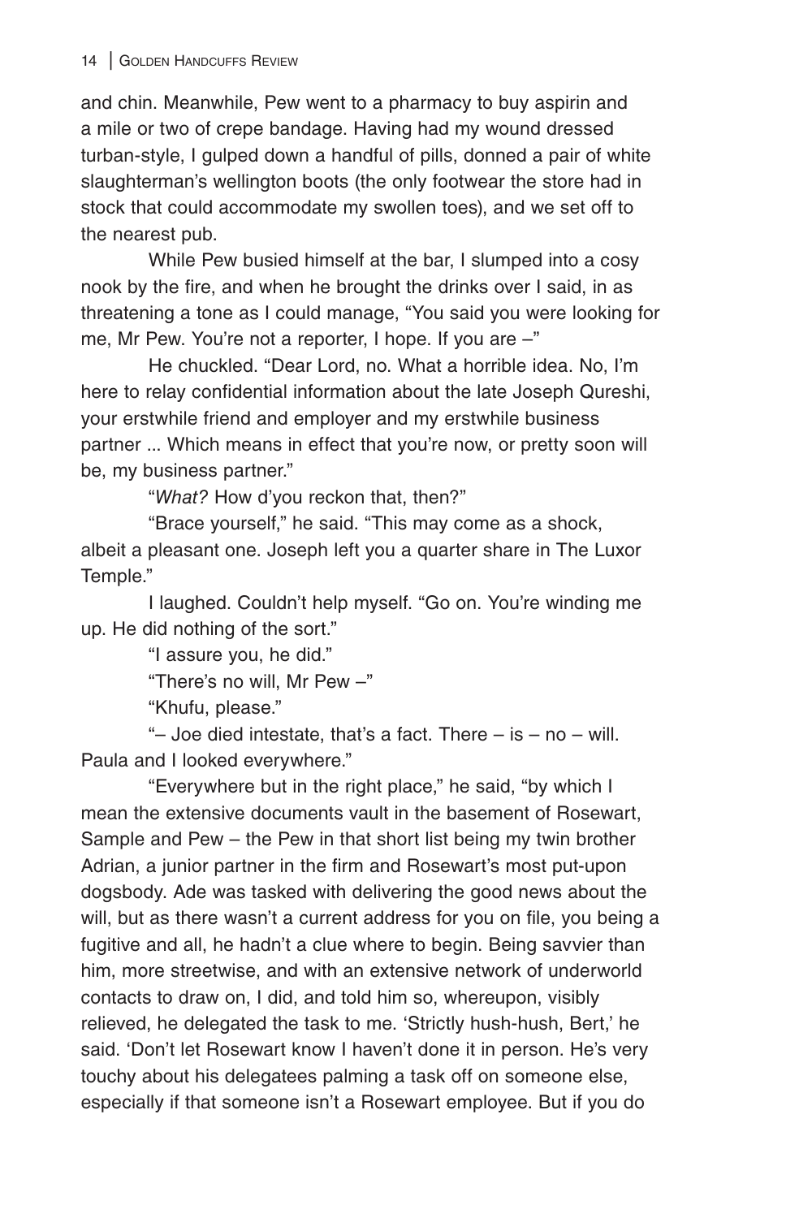and chin. Meanwhile, Pew went to a pharmacy to buy aspirin and a mile or two of crepe bandage. Having had my wound dressed turban-style, I gulped down a handful of pills, donned a pair of white slaughterman's wellington boots (the only footwear the store had in stock that could accommodate my swollen toes), and we set off to the nearest pub.

While Pew busied himself at the bar, I slumped into a cosy nook by the fire, and when he brought the drinks over I said, in as threatening a tone as I could manage, "You said you were looking for me, Mr Pew. You're not a reporter, I hope. If you are –"

He chuckled. "Dear Lord, no. What a horrible idea. No, I'm here to relay confidential information about the late Joseph Qureshi, your erstwhile friend and employer and my erstwhile business partner ... Which means in effect that you're now, or pretty soon will be, my business partner."

"*What?* How d'you reckon that, then?"

"Brace yourself," he said. "This may come as a shock, albeit a pleasant one. Joseph left you a quarter share in The Luxor Temple."

I laughed. Couldn't help myself. "Go on. You're winding me up. He did nothing of the sort."

"I assure you, he did."

"There's no will, Mr Pew –"

"Khufu, please."

"– Joe died intestate, that's a fact. There – is – no – will. Paula and I looked everywhere."

"Everywhere but in the right place," he said, "by which I mean the extensive documents vault in the basement of Rosewart, Sample and Pew – the Pew in that short list being my twin brother Adrian, a junior partner in the firm and Rosewart's most put-upon dogsbody. Ade was tasked with delivering the good news about the will, but as there wasn't a current address for you on file, you being a fugitive and all, he hadn't a clue where to begin. Being savvier than him, more streetwise, and with an extensive network of underworld contacts to draw on, I did, and told him so, whereupon, visibly relieved, he delegated the task to me. 'Strictly hush-hush, Bert,' he said. 'Don't let Rosewart know I haven't done it in person. He's very touchy about his delegatees palming a task off on someone else, especially if that someone isn't a Rosewart employee. But if you do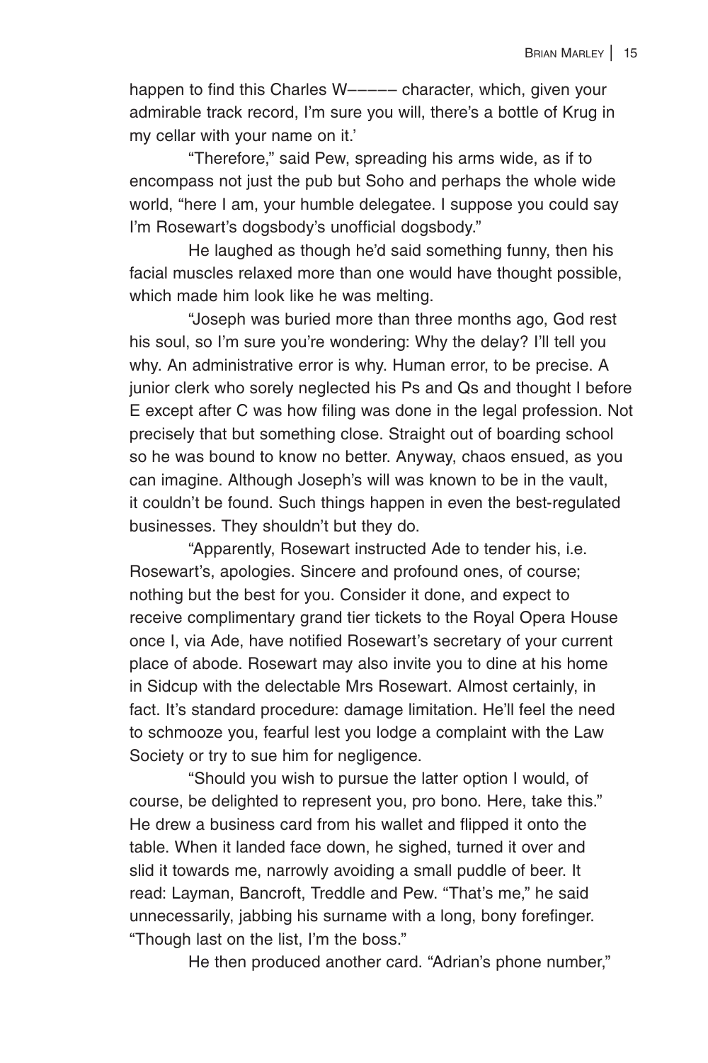happen to find this Charles W––––– character, which, given your admirable track record, I'm sure you will, there's a bottle of Krug in my cellar with your name on it.'

"Therefore," said Pew, spreading his arms wide, as if to encompass not just the pub but Soho and perhaps the whole wide world, "here I am, your humble delegatee. I suppose you could say I'm Rosewart's dogsbody's unofficial dogsbody."

He laughed as though he'd said something funny, then his facial muscles relaxed more than one would have thought possible, which made him look like he was melting.

"Joseph was buried more than three months ago, God rest his soul, so I'm sure you're wondering: Why the delay? I'll tell you why. An administrative error is why. Human error, to be precise. A junior clerk who sorely neglected his Ps and Qs and thought I before E except after C was how filing was done in the legal profession. Not precisely that but something close. Straight out of boarding school so he was bound to know no better. Anyway, chaos ensued, as you can imagine. Although Joseph's will was known to be in the vault, it couldn't be found. Such things happen in even the best-regulated businesses. They shouldn't but they do.

"Apparently, Rosewart instructed Ade to tender his, i.e. Rosewart's, apologies. Sincere and profound ones, of course; nothing but the best for you. Consider it done, and expect to receive complimentary grand tier tickets to the Royal Opera House once I, via Ade, have notified Rosewart's secretary of your current place of abode. Rosewart may also invite you to dine at his home in Sidcup with the delectable Mrs Rosewart. Almost certainly, in fact. It's standard procedure: damage limitation. He'll feel the need to schmooze you, fearful lest you lodge a complaint with the Law Society or try to sue him for negligence.

"Should you wish to pursue the latter option I would, of course, be delighted to represent you, pro bono. Here, take this." He drew a business card from his wallet and flipped it onto the table. When it landed face down, he sighed, turned it over and slid it towards me, narrowly avoiding a small puddle of beer. It read: Layman, Bancroft, Treddle and Pew. "That's me," he said unnecessarily, jabbing his surname with a long, bony forefinger. "Though last on the list, I'm the boss."

He then produced another card. "Adrian's phone number,"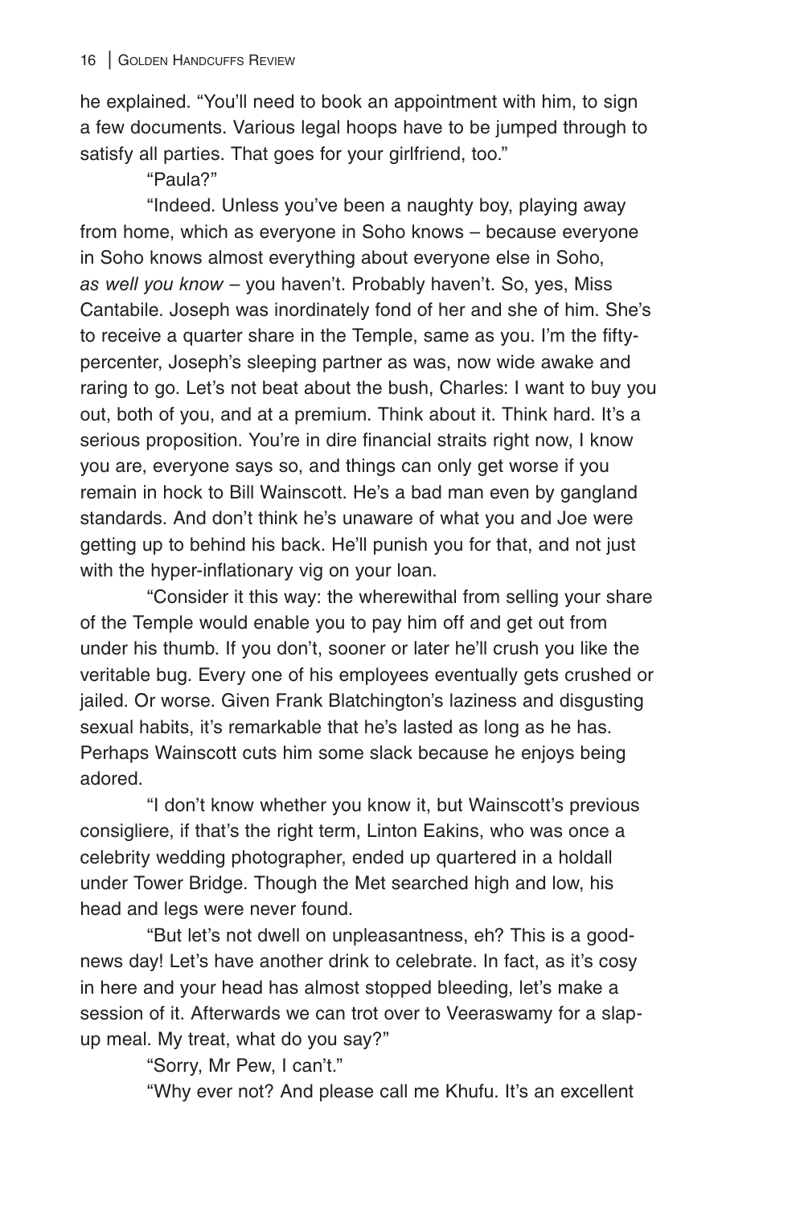he explained. "You'll need to book an appointment with him, to sign a few documents. Various legal hoops have to be jumped through to satisfy all parties. That goes for your girlfriend, too."

"Paula?"

"Indeed. Unless you've been a naughty boy, playing away from home, which as everyone in Soho knows – because everyone in Soho knows almost everything about everyone else in Soho, *as well you know* – you haven't. Probably haven't. So, yes, Miss Cantabile. Joseph was inordinately fond of her and she of him. She's to receive a quarter share in the Temple, same as you. I'm the fifty-percenter, Joseph's sleeping partner as was, now wide awake and raring to go. Let's not beat about the bush, Charles: I want to buy you out, both of you, and at a premium. Think about it. Think hard. It's a serious proposition. You're in dire financial straits right now, I know you are, everyone says so, and things can only get worse if you remain in hock to Bill Wainscott. He's a bad man even by gangland standards. And don't think he's unaware of what you and Joe were getting up to behind his back. He'll punish you for that, and not just with the hyper-inflationary vig on your loan.

"Consider it this way: the wherewithal from selling your share of the Temple would enable you to pay him off and get out from under his thumb. If you don't, sooner or later he'll crush you like the veritable bug. Every one of his employees eventually gets crushed or jailed. Or worse. Given Frank Blatchington's laziness and disgusting sexual habits, it's remarkable that he's lasted as long as he has. Perhaps Wainscott cuts him some slack because he enjoys being adored.

"I don't know whether you know it, but Wainscott's previous consigliere, if that's the right term, Linton Eakins, who was once a celebrity wedding photographer, ended up quartered in a holdall under Tower Bridge. Though the Met searched high and low, his head and legs were never found.

"But let's not dwell on unpleasantness, eh? This is a good-news day! Let's have another drink to celebrate. In fact, as it's cosy in here and your head has almost stopped bleeding, let's make a session of it. Afterwards we can trot over to Veeraswamy for a slap-up meal. My treat, what do you say?"

"Sorry, Mr Pew, I can't."

"Why ever not? And please call me Khufu. It's an excellent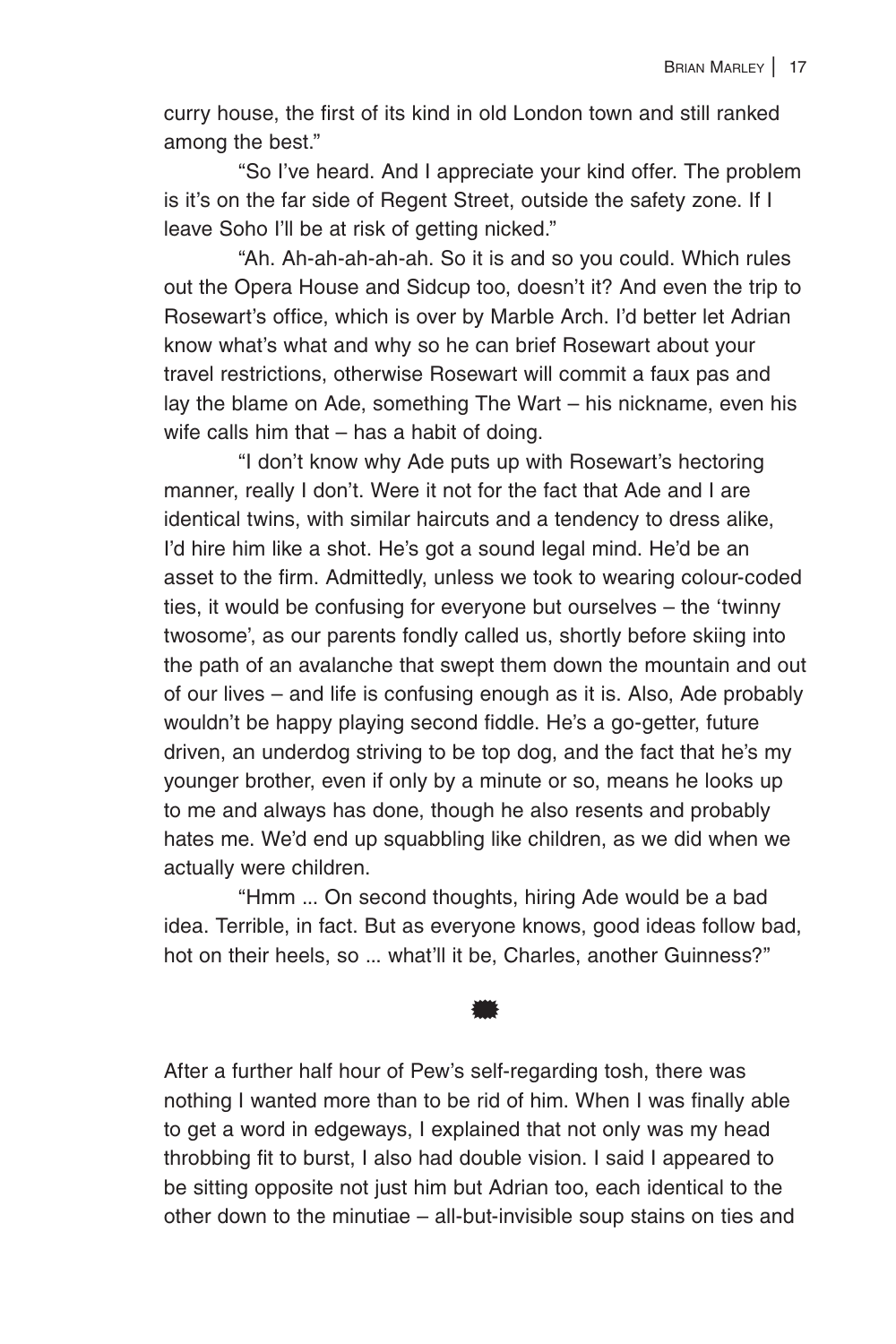curry house, the first of its kind in old London town and still ranked among the best."

"So I've heard. And I appreciate your kind offer. The problem is it's on the far side of Regent Street, outside the safety zone. If I leave Soho I'll be at risk of getting nicked."

"Ah. Ah-ah-ah-ah-ah. So it is and so you could. Which rules out the Opera House and Sidcup too, doesn't it? And even the trip to Rosewart's office, which is over by Marble Arch. I'd better let Adrian know what's what and why so he can brief Rosewart about your travel restrictions, otherwise Rosewart will commit a faux pas and lay the blame on Ade, something The Wart – his nickname, even his wife calls him that – has a habit of doing.

"I don't know why Ade puts up with Rosewart's hectoring manner, really I don't. Were it not for the fact that Ade and I are identical twins, with similar haircuts and a tendency to dress alike, I'd hire him like a shot. He's got a sound legal mind. He'd be an asset to the firm. Admittedly, unless we took to wearing colour-coded ties, it would be confusing for everyone but ourselves – the 'twinny twosome', as our parents fondly called us, shortly before skiing into the path of an avalanche that swept them down the mountain and out of our lives – and life is confusing enough as it is. Also, Ade probably wouldn't be happy playing second fiddle. He's a go-getter, future driven, an underdog striving to be top dog, and the fact that he's my younger brother, even if only by a minute or so, means he looks up to me and always has done, though he also resents and probably hates me. We'd end up squabbling like children, as we did when we actually were children.

"Hmm ... On second thoughts, hiring Ade would be a bad idea. Terrible, in fact. But as everyone knows, good ideas follow bad, hot on their heels, so ... what'll it be, Charles, another Guinness?"

---

After a further half hour of Pew's self-regarding tosh, there was nothing I wanted more than to be rid of him. When I was finally able to get a word in edgeways, I explained that not only was my head throbbing fit to burst, I also had double vision. I said I appeared to be sitting opposite not just him but Adrian too, each identical to the other down to the minutiae – all-but-invisible soup stains on ties and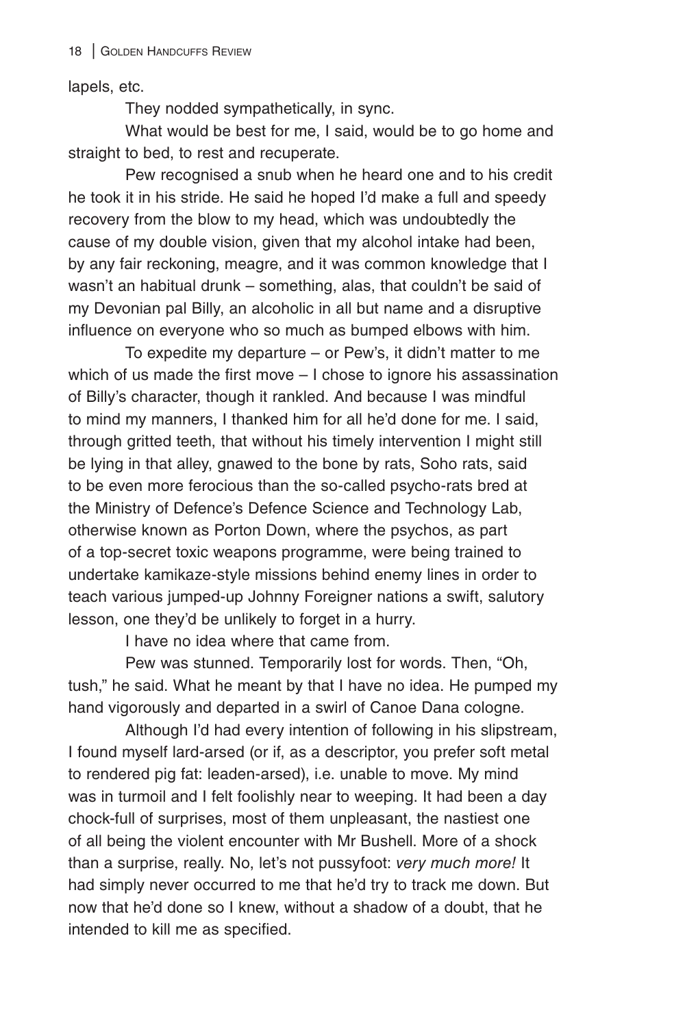lapels, etc.

They nodded sympathetically, in sync.

What would be best for me, I said, would be to go home and straight to bed, to rest and recuperate.

Pew recognised a snub when he heard one and to his credit he took it in his stride. He said he hoped I'd make a full and speedy recovery from the blow to my head, which was undoubtedly the cause of my double vision, given that my alcohol intake had been, by any fair reckoning, meagre, and it was common knowledge that I wasn't an habitual drunk – something, alas, that couldn't be said of my Devonian pal Billy, an alcoholic in all but name and a disruptive influence on everyone who so much as bumped elbows with him.

To expedite my departure – or Pew's, it didn't matter to me which of us made the first move – I chose to ignore his assassination of Billy's character, though it rankled. And because I was mindful to mind my manners, I thanked him for all he'd done for me. I said, through gritted teeth, that without his timely intervention I might still be lying in that alley, gnawed to the bone by rats, Soho rats, said to be even more ferocious than the so-called psycho-rats bred at the Ministry of Defence's Defence Science and Technology Lab, otherwise known as Porton Down, where the psychos, as part of a top-secret toxic weapons programme, were being trained to undertake kamikaze-style missions behind enemy lines in order to teach various jumped-up Johnny Foreigner nations a swift, salutory lesson, one they'd be unlikely to forget in a hurry.

I have no idea where that came from.

Pew was stunned. Temporarily lost for words. Then, "Oh, tush," he said. What he meant by that I have no idea. He pumped my hand vigorously and departed in a swirl of Canoe Dana cologne.

Although I'd had every intention of following in his slipstream, I found myself lard-arsed (or if, as a descriptor, you prefer soft metal to rendered pig fat: leaden-arsed), i.e. unable to move. My mind was in turmoil and I felt foolishly near to weeping. It had been a day chock-full of surprises, most of them unpleasant, the nastiest one of all being the violent encounter with Mr Bushell. More of a shock than a surprise, really. No, let's not pussyfoot: *very much more!* It had simply never occurred to me that he'd try to track me down. But now that he'd done so I knew, without a shadow of a doubt, that he intended to kill me as specified.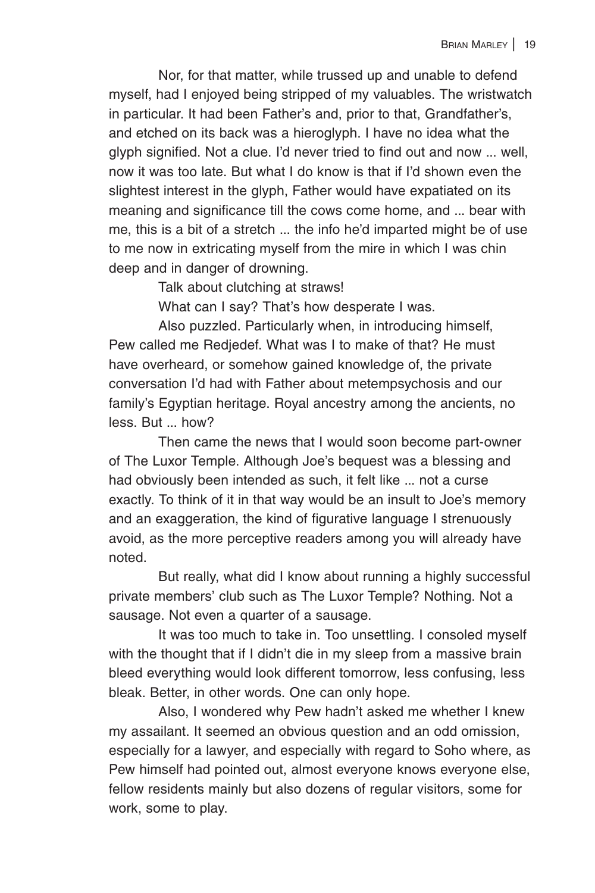Nor, for that matter, while trussed up and unable to defend myself, had I enjoyed being stripped of my valuables. The wristwatch in particular. It had been Father's and, prior to that, Grandfather's, and etched on its back was a hieroglyph. I have no idea what the glyph signified. Not a clue. I'd never tried to find out and now ... well, now it was too late. But what I do know is that if I'd shown even the slightest interest in the glyph, Father would have expatiated on its meaning and significance till the cows come home, and ... bear with me, this is a bit of a stretch ... the info he'd imparted might be of use to me now in extricating myself from the mire in which I was chin deep and in danger of drowning.

Talk about clutching at straws!

What can I say? That's how desperate I was.

Also puzzled. Particularly when, in introducing himself, Pew called me Redjedef. What was I to make of that? He must have overheard, or somehow gained knowledge of, the private conversation I'd had with Father about metempsychosis and our family's Egyptian heritage. Royal ancestry among the ancients, no less. But ... how?

Then came the news that I would soon become part-owner of The Luxor Temple. Although Joe's bequest was a blessing and had obviously been intended as such, it felt like ... not a curse exactly. To think of it in that way would be an insult to Joe's memory and an exaggeration, the kind of figurative language I strenuously avoid, as the more perceptive readers among you will already have noted.

But really, what did I know about running a highly successful private members' club such as The Luxor Temple? Nothing. Not a sausage. Not even a quarter of a sausage.

It was too much to take in. Too unsettling. I consoled myself with the thought that if I didn't die in my sleep from a massive brain bleed everything would look different tomorrow, less confusing, less bleak. Better, in other words. One can only hope.

Also, I wondered why Pew hadn't asked me whether I knew my assailant. It seemed an obvious question and an odd omission, especially for a lawyer, and especially with regard to Soho where, as Pew himself had pointed out, almost everyone knows everyone else, fellow residents mainly but also dozens of regular visitors, some for work, some to play.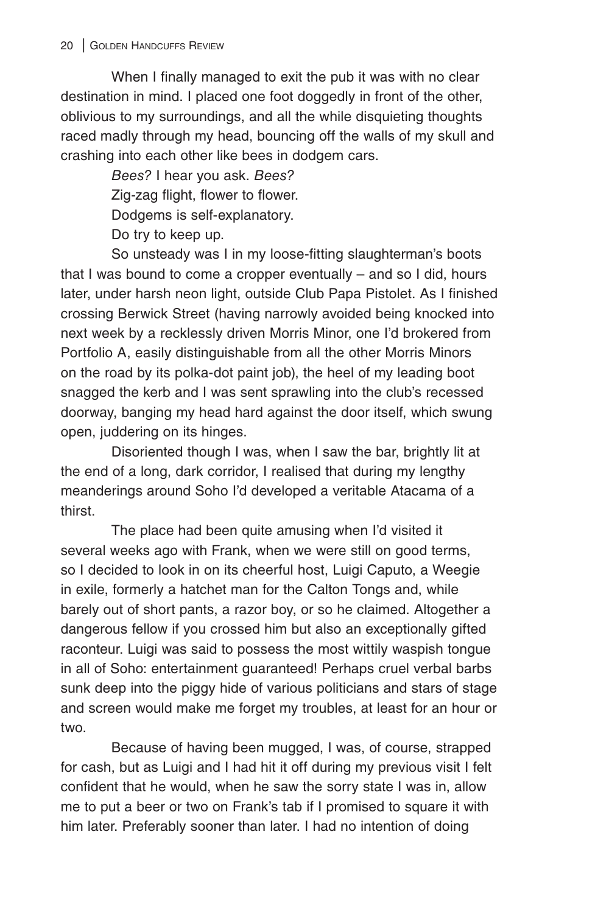When I finally managed to exit the pub it was with no clear destination in mind. I placed one foot doggedly in front of the other, oblivious to my surroundings, and all the while disquieting thoughts raced madly through my head, bouncing off the walls of my skull and crashing into each other like bees in dodgem cars.

*Bees?* I hear you ask. *Bees?*

Zig-zag flight, flower to flower.

Dodgems is self-explanatory.

Do try to keep up.

So unsteady was I in my loose-fitting slaughterman's boots that I was bound to come a cropper eventually – and so I did, hours later, under harsh neon light, outside Club Papa Pistolet. As I finished crossing Berwick Street (having narrowly avoided being knocked into next week by a recklessly driven Morris Minor, one I'd brokered from Portfolio A, easily distinguishable from all the other Morris Minors on the road by its polka-dot paint job), the heel of my leading boot snagged the kerb and I was sent sprawling into the club's recessed doorway, banging my head hard against the door itself, which swung open, juddering on its hinges.

Disoriented though I was, when I saw the bar, brightly lit at the end of a long, dark corridor, I realised that during my lengthy meanderings around Soho I'd developed a veritable Atacama of a thirst.

The place had been quite amusing when I'd visited it several weeks ago with Frank, when we were still on good terms, so I decided to look in on its cheerful host, Luigi Caputo, a Weegie in exile, formerly a hatchet man for the Calton Tongs and, while barely out of short pants, a razor boy, or so he claimed. Altogether a dangerous fellow if you crossed him but also an exceptionally gifted raconteur. Luigi was said to possess the most wittily waspish tongue in all of Soho: entertainment guaranteed! Perhaps cruel verbal barbs sunk deep into the piggy hide of various politicians and stars of stage and screen would make me forget my troubles, at least for an hour or two.

Because of having been mugged, I was, of course, strapped for cash, but as Luigi and I had hit it off during my previous visit I felt confident that he would, when he saw the sorry state I was in, allow me to put a beer or two on Frank's tab if I promised to square it with him later. Preferably sooner than later. I had no intention of doing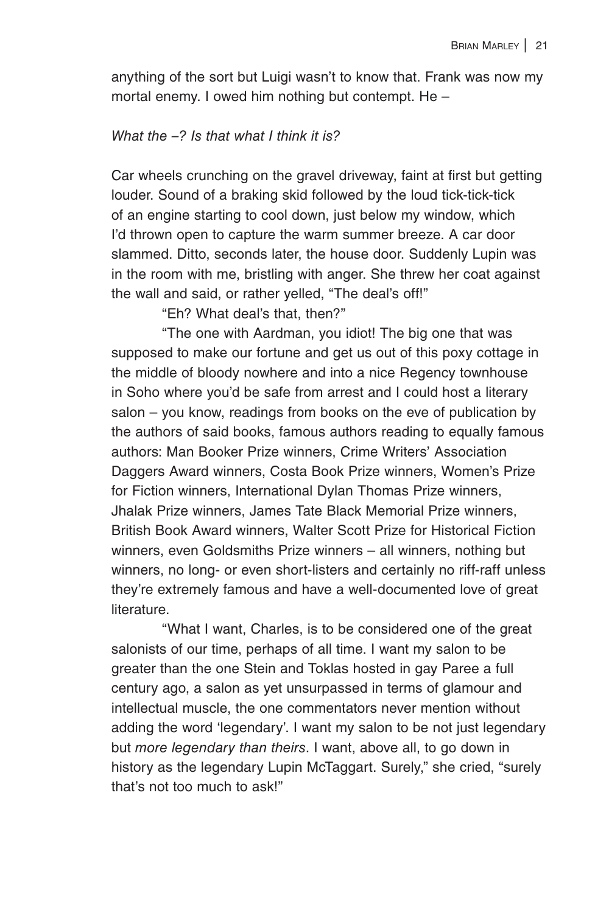anything of the sort but Luigi wasn't to know that. Frank was now my mortal enemy. I owed him nothing but contempt. He –

*What the –? Is that what I think it is?*

Car wheels crunching on the gravel driveway, faint at first but getting louder. Sound of a braking skid followed by the loud tick-tick-tick of an engine starting to cool down, just below my window, which I'd thrown open to capture the warm summer breeze. A car door slammed. Ditto, seconds later, the house door. Suddenly Lupin was in the room with me, bristling with anger. She threw her coat against the wall and said, or rather yelled, "The deal's off!"

"Eh? What deal's that, then?"

"The one with Aardman, you idiot! The big one that was supposed to make our fortune and get us out of this poxy cottage in the middle of bloody nowhere and into a nice Regency townhouse in Soho where you'd be safe from arrest and I could host a literary salon – you know, readings from books on the eve of publication by the authors of said books, famous authors reading to equally famous authors: Man Booker Prize winners, Crime Writers' Association Daggers Award winners, Costa Book Prize winners, Women's Prize for Fiction winners, International Dylan Thomas Prize winners, Jhalak Prize winners, James Tate Black Memorial Prize winners, British Book Award winners, Walter Scott Prize for Historical Fiction winners, even Goldsmiths Prize winners – all winners, nothing but winners, no long- or even short-listers and certainly no riff-raff unless they're extremely famous and have a well-documented love of great literature.

"What I want, Charles, is to be considered one of the great salonists of our time, perhaps of all time. I want my salon to be greater than the one Stein and Toklas hosted in gay Paree a full century ago, a salon as yet unsurpassed in terms of glamour and intellectual muscle, the one commentators never mention without adding the word 'legendary'. I want my salon to be not just legendary but *more legendary than theirs*. I want, above all, to go down in history as the legendary Lupin McTaggart. Surely," she cried, "surely that's not too much to ask!"